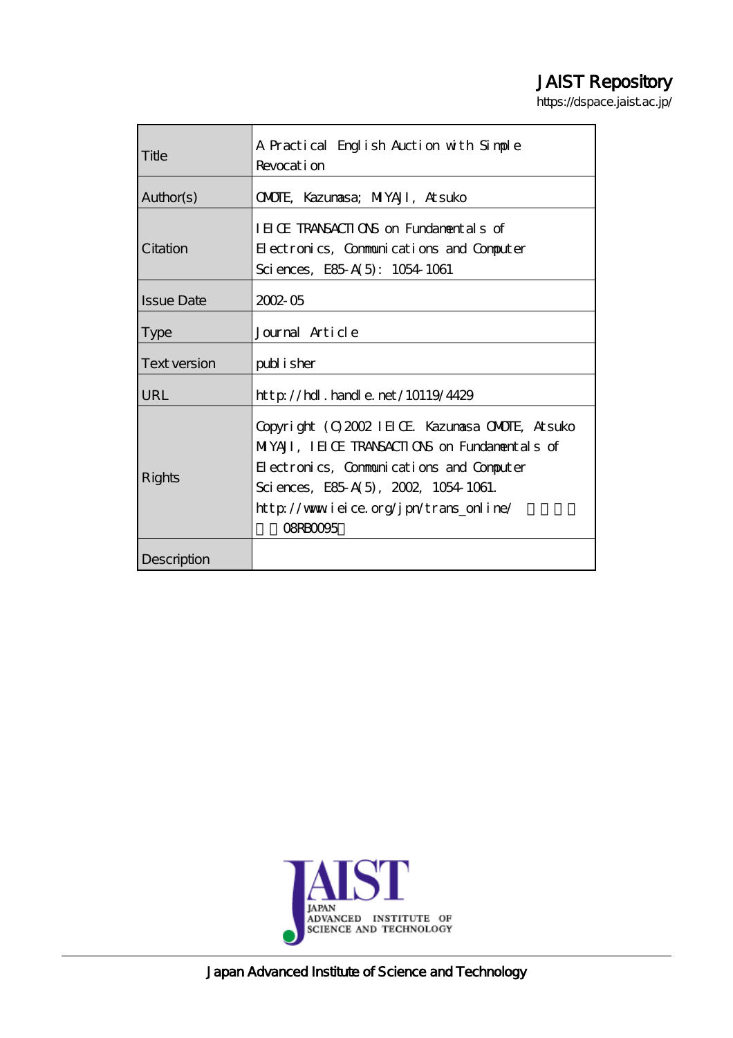JAIST Repository

https://dspace.jaist.ac.jp/

| | |
|---|---|
| Title | A Practical English Auction with Simple Revocation |
| Author(s) | OMOTE, Kazumasa; MIYAJI, Atsuko |
| Citation | IEICE TRANSACTIONS on Fundamentals of Electronics, Communications and Computer Sciences, E85-A(5): 1054-1061 |
| Issue Date | 2002-05 |
| Type | Journal Article |
| Text version | publisher |
| URL | http://hdl.handle.net/10119/4429 |
| Rights | Copyright (C)2002 IEICE. Kazumasa OMOTE, Atsuko MIYAJI, IEICE TRANSACTIONS on Fundamentals of Electronics, Communications and Computer Sciences, E85-A(5), 2002, 1054-1061. http://www.ieice.org/jpn/trans_online/ 08RB0095 |
| Description | |

Japan Advanced Institute of Science and Technology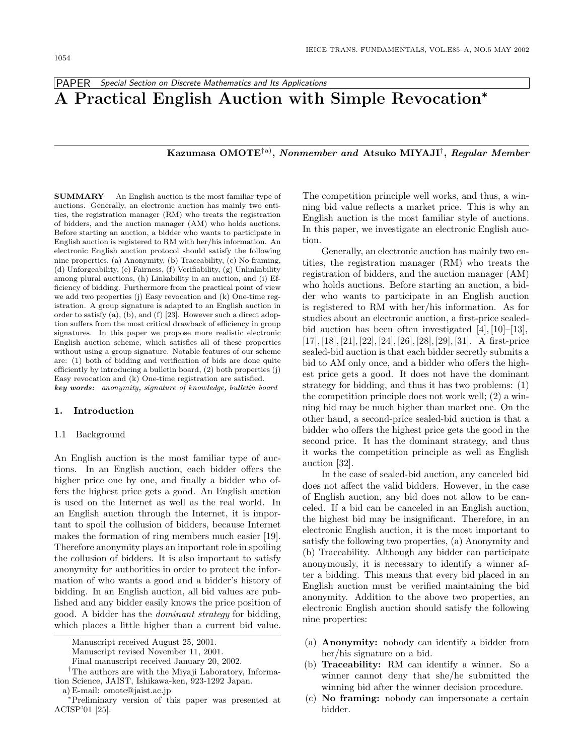PAPER *Special Section on Discrete Mathematics and Its Applications*

# A Practical English Auction with Simple Revocation*

**Kazumasa OMOTE**[†a)], ***Nonmember and*** **Atsuko MIYAJI**[†], ***Regular Member***

**SUMMARY** An English auction is the most familiar type of auctions. Generally, an electronic auction has mainly two entities, the registration manager (RM) who treats the registration of bidders, and the auction manager (AM) who holds auctions. Before starting an auction, a bidder who wants to participate in English auction is registered to RM with her/his information. An electronic English auction protocol should satisfy the following nine properties, (a) Anonymity, (b) Traceability, (c) No framing, (d) Unforgeability, (e) Fairness, (f) Verifiability, (g) Unlinkability among plural auctions, (h) Linkability in an auction, and (i) Efficiency of bidding. Furthermore from the practical point of view we add two properties (j) Easy revocation and (k) One-time registration. A group signature is adapted to an English auction in order to satisfy (a), (b), and (f) [23]. However such a direct adoption suffers from the most critical drawback of efficiency in group signatures. In this paper we propose more realistic electronic English auction scheme, which satisfies all of these properties without using a group signature. Notable features of our scheme are: (1) both of bidding and verification of bids are done quite efficiently by introducing a bulletin board, (2) both properties (j) Easy revocation and (k) One-time registration are satisfied.

***key words:*** *anonymity, signature of knowledge, bulletin board*

## 1. Introduction

### 1.1 Background

An English auction is the most familiar type of auctions. In an English auction, each bidder offers the higher price one by one, and finally a bidder who offers the highest price gets a good. An English auction is used on the Internet as well as the real world. In an English auction through the Internet, it is important to spoil the collusion of bidders, because Internet makes the formation of ring members much easier [19]. Therefore anonymity plays an important role in spoiling the collusion of bidders. It is also important to satisfy anonymity for authorities in order to protect the information of who wants a good and a bidder's history of bidding. In an English auction, all bid values are published and any bidder easily knows the price position of good. A bidder has the *dominant strategy* for bidding, which places a little higher than a current bid value. The competition principle well works, and thus, a winning bid value reflects a market price. This is why an English auction is the most familiar style of auctions. In this paper, we investigate an electronic English auction.

Generally, an electronic auction has mainly two entities, the registration manager (RM) who treats the registration of bidders, and the auction manager (AM) who holds auctions. Before starting an auction, a bidder who wants to participate in an English auction is registered to RM with her/his information. As for studies about an electronic auction, a first-price sealed-bid auction has been often investigated [4], [10]–[13], [17], [18], [21], [22], [24], [26], [28], [29], [31]. A first-price sealed-bid auction is that each bidder secretly submits a bid to AM only once, and a bidder who offers the highest price gets a good. It does not have the dominant strategy for bidding, and thus it has two problems: (1) the competition principle does not work well; (2) a winning bid may be much higher than market one. On the other hand, a second-price sealed-bid auction is that a bidder who offers the highest price gets the good in the second price. It has the dominant strategy, and thus it works the competition principle as well as English auction [32].

In the case of sealed-bid auction, any canceled bid does not affect the valid bidders. However, in the case of English auction, any bid does not allow to be canceled. If a bid can be canceled in an English auction, the highest bid may be insignificant. Therefore, in an electronic English auction, it is the most important to satisfy the following two properties, (a) Anonymity and (b) Traceability. Although any bidder can participate anonymously, it is necessary to identify a winner after a bidding. This means that every bid placed in an English auction must be verified maintaining the bid anonymity. Addition to the above two properties, an electronic English auction should satisfy the following nine properties:

(a) **Anonymity:** nobody can identify a bidder from her/his signature on a bid.
(b) **Traceability:** RM can identify a winner. So a winner cannot deny that she/he submitted the winning bid after the winner decision procedure.
(c) **No framing:** nobody can impersonate a certain bidder.

Manuscript received August 25, 2001.
Manuscript revised November 11, 2001.
Final manuscript received January 20, 2002.
[†]The authors are with the Miyaji Laboratory, Information Science, JAIST, Ishikawa-ken, 923-1292 Japan.
a) E-mail: omote@jaist.ac.jp
*Preliminary version of this paper was presented at ACISP'01 [25].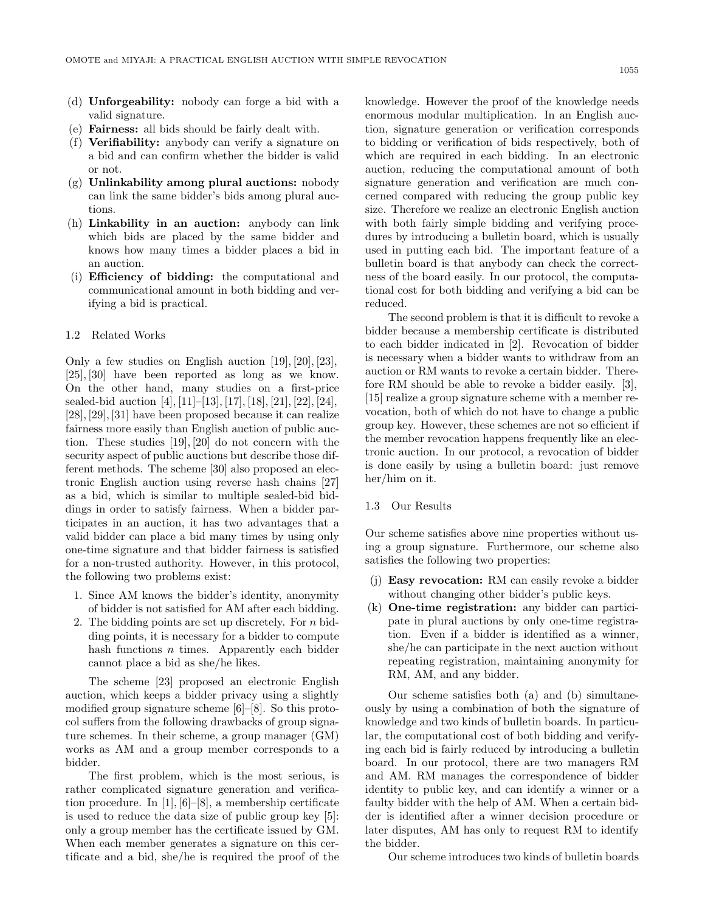(d) **Unforgeability:** nobody can forge a bid with a valid signature.
(e) **Fairness:** all bids should be fairly dealt with.
(f) **Verifiability:** anybody can verify a signature on a bid and can confirm whether the bidder is valid or not.
(g) **Unlinkability among plural auctions:** nobody can link the same bidder's bids among plural auctions.
(h) **Linkability in an auction:** anybody can link which bids are placed by the same bidder and knows how many times a bidder places a bid in an auction.
(i) **Efficiency of bidding:** the computational and communicational amount in both bidding and verifying a bid is practical.

### 1.2 Related Works

Only a few studies on English auction [19], [20], [23], [25], [30] have been reported as long as we know. On the other hand, many studies on a first-price sealed-bid auction [4], [11]–[13], [17], [18], [21], [22], [24], [28], [29], [31] have been proposed because it can realize fairness more easily than English auction of public auction. These studies [19], [20] do not concern with the security aspect of public auctions but describe those different methods. The scheme [30] also proposed an electronic English auction using reverse hash chains [27] as a bid, which is similar to multiple sealed-bid biddings in order to satisfy fairness. When a bidder participates in an auction, it has two advantages that a valid bidder can place a bid many times by using only one-time signature and that bidder fairness is satisfied for a non-trusted authority. However, in this protocol, the following two problems exist:

1. Since AM knows the bidder's identity, anonymity of bidder is not satisfied for AM after each bidding.
2. The bidding points are set up discretely. For $n$ bidding points, it is necessary for a bidder to compute hash functions $n$ times. Apparently each bidder cannot place a bid as she/he likes.

The scheme [23] proposed an electronic English auction, which keeps a bidder privacy using a slightly modified group signature scheme [6]–[8]. So this protocol suffers from the following drawbacks of group signature schemes. In their scheme, a group manager (GM) works as AM and a group member corresponds to a bidder.

The first problem, which is the most serious, is rather complicated signature generation and verification procedure. In [1], [6]–[8], a membership certificate is used to reduce the data size of public group key [5]: only a group member has the certificate issued by GM. When each member generates a signature on this certificate and a bid, she/he is required the proof of the knowledge. However the proof of the knowledge needs enormous modular multiplication. In an English auction, signature generation or verification corresponds to bidding or verification of bids respectively, both of which are required in each bidding. In an electronic auction, reducing the computational amount of both signature generation and verification are much concerned compared with reducing the group public key size. Therefore we realize an electronic English auction with both fairly simple bidding and verifying procedures by introducing a bulletin board, which is usually used in putting each bid. The important feature of a bulletin board is that anybody can check the correctness of the board easily. In our protocol, the computational cost for both bidding and verifying a bid can be reduced.

The second problem is that it is difficult to revoke a bidder because a membership certificate is distributed to each bidder indicated in [2]. Revocation of bidder is necessary when a bidder wants to withdraw from an auction or RM wants to revoke a certain bidder. Therefore RM should be able to revoke a bidder easily. [3], [15] realize a group signature scheme with a member revocation, both of which do not have to change a public group key. However, these schemes are not so efficient if the member revocation happens frequently like an electronic auction. In our protocol, a revocation of bidder is done easily by using a bulletin board: just remove her/him on it.

### 1.3 Our Results

Our scheme satisfies above nine properties without using a group signature. Furthermore, our scheme also satisfies the following two properties:

(j) **Easy revocation:** RM can easily revoke a bidder without changing other bidder's public keys.
(k) **One-time registration:** any bidder can participate in plural auctions by only one-time registration. Even if a bidder is identified as a winner, she/he can participate in the next auction without repeating registration, maintaining anonymity for RM, AM, and any bidder.

Our scheme satisfies both (a) and (b) simultaneously by using a combination of both the signature of knowledge and two kinds of bulletin boards. In particular, the computational cost of both bidding and verifying each bid is fairly reduced by introducing a bulletin board. In our protocol, there are two managers RM and AM. RM manages the correspondence of bidder identity to public key, and can identify a winner or a faulty bidder with the help of AM. When a certain bidder is identified after a winner decision procedure or later disputes, AM has only to request RM to identify the bidder.

Our scheme introduces two kinds of bulletin boards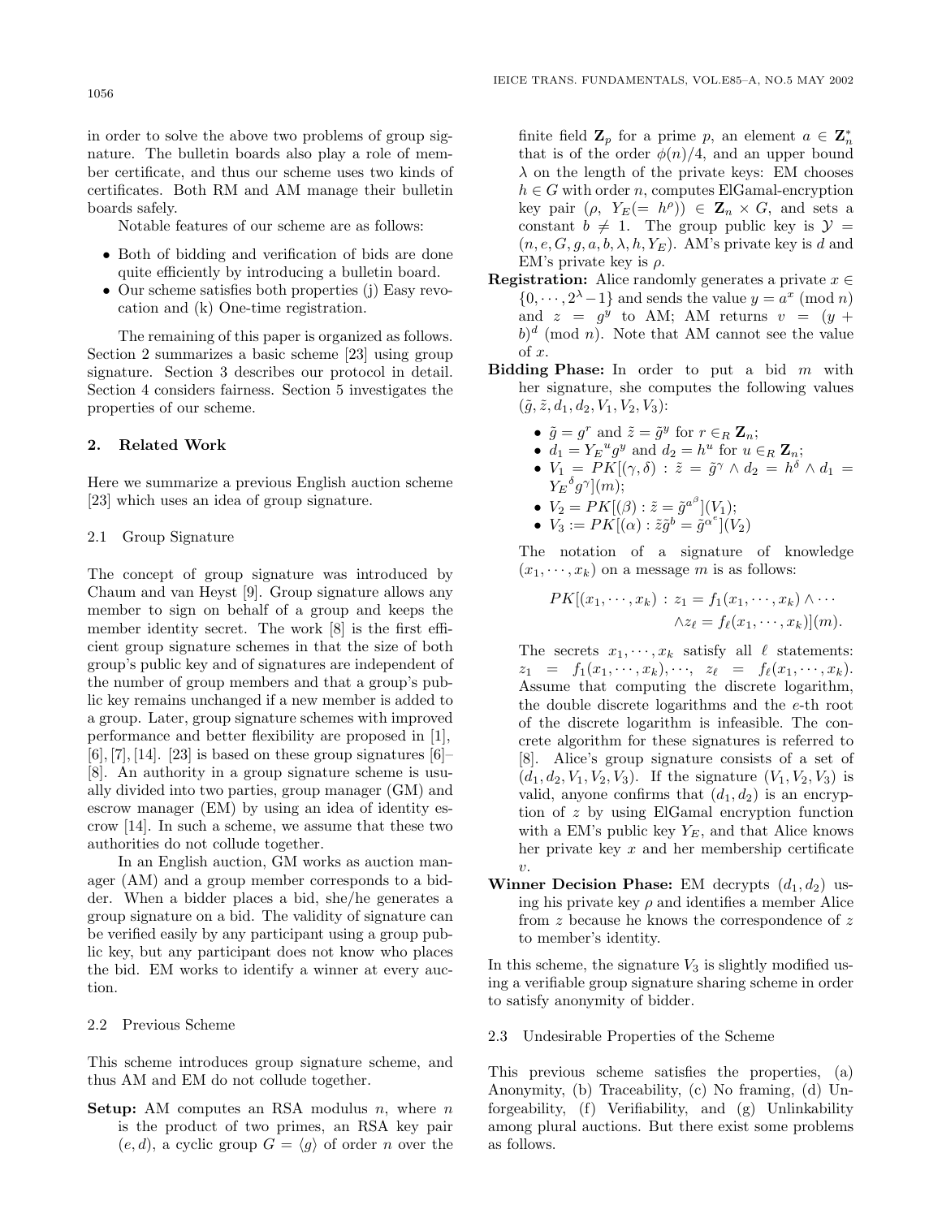in order to solve the above two problems of group signature. The bulletin boards also play a role of member certificate, and thus our scheme uses two kinds of certificates. Both RM and AM manage their bulletin boards safely.

Notable features of our scheme are as follows:

- Both of bidding and verification of bids are done quite efficiently by introducing a bulletin board.
- Our scheme satisfies both properties (j) Easy revocation and (k) One-time registration.

The remaining of this paper is organized as follows. Section 2 summarizes a basic scheme [23] using group signature. Section 3 describes our protocol in detail. Section 4 considers fairness. Section 5 investigates the properties of our scheme.

## 2. Related Work

Here we summarize a previous English auction scheme [23] which uses an idea of group signature.

### 2.1 Group Signature

The concept of group signature was introduced by Chaum and van Heyst [9]. Group signature allows any member to sign on behalf of a group and keeps the member identity secret. The work [8] is the first efficient group signature schemes in that the size of both group's public key and of signatures are independent of the number of group members and that a group's public key remains unchanged if a new member is added to a group. Later, group signature schemes with improved performance and better flexibility are proposed in [1], [6], [7], [14]. [23] is based on these group signatures [6]–[8]. An authority in a group signature scheme is usually divided into two parties, group manager (GM) and escrow manager (EM) by using an idea of identity escrow [14]. In such a scheme, we assume that these two authorities do not collude together.

In an English auction, GM works as auction manager (AM) and a group member corresponds to a bidder. When a bidder places a bid, she/he generates a group signature on a bid. The validity of signature can be verified easily by any participant using a group public key, but any participant does not know who places the bid. EM works to identify a winner at every auction.

### 2.2 Previous Scheme

This scheme introduces group signature scheme, and thus AM and EM do not collude together.

**Setup:** AM computes an RSA modulus $n$, where $n$ is the product of two primes, an RSA key pair $(e, d)$, a cyclic group $G = \langle g \rangle$ of order $n$ over the finite field $\mathbf{Z}_p$ for a prime $p$, an element $a \in \mathbf{Z}_n^*$ that is of the order $\phi(n)/4$, and an upper bound $\lambda$ on the length of the private keys: EM chooses $h \in G$ with order $n$, computes ElGamal-encryption key pair $(\rho,\ Y_E(= h^\rho)) \in \mathbf{Z}_n \times G$, and sets a constant $b \neq 1$. The group public key is $\mathcal{Y} = (n, e, G, g, a, b, \lambda, h, Y_E)$. AM's private key is $d$ and EM's private key is $\rho$.

**Registration:** Alice randomly generates a private $x \in \{0, \cdots, 2^\lambda - 1\}$ and sends the value $y = a^x \pmod n$ and $z = g^y$ to AM; AM returns $v = (y + b)^d \pmod n$. Note that AM cannot see the value of $x$.

**Bidding Phase:** In order to put a bid $m$ with her signature, she computes the following values $(\tilde{g}, \tilde{z}, d_1, d_2, V_1, V_2, V_3)$:

- $\tilde{g} = g^r$ and $\tilde{z} = \tilde{g}^y$ for $r \in_R \mathbf{Z}_n$;
- $d_1 = {Y_E}^u g^y$ and $d_2 = h^u$ for $u \in_R \mathbf{Z}_n$;
- $V_1 = PK[(\gamma, \delta) : \tilde{z} = \tilde{g}^\gamma \wedge d_2 = h^\delta \wedge d_1 = {Y_E}^\delta g^\gamma](m)$;
- $V_2 = PK[(\beta) : \tilde{z} = \tilde{g}^{a^\beta}](V_1)$;
- $V_3 := PK[(\alpha) : \tilde{z}\tilde{g}^b = \tilde{g}^{\alpha^e}](V_2)$

The notation of a signature of knowledge $(x_1, \cdots, x_k)$ on a message $m$ is as follows:

$$PK[(x_1, \cdots, x_k) : z_1 = f_1(x_1, \cdots, x_k) \wedge \cdots \wedge z_\ell = f_\ell(x_1, \cdots, x_k)](m).$$

The secrets $x_1, \cdots, x_k$ satisfy all $\ell$ statements: $z_1 = f_1(x_1, \cdots, x_k), \cdots, z_\ell = f_\ell(x_1, \cdots, x_k)$. Assume that computing the discrete logarithm, the double discrete logarithms and the $e$-th root of the discrete logarithm is infeasible. The concrete algorithm for these signatures is referred to [8]. Alice's group signature consists of a set of $(d_1, d_2, V_1, V_2, V_3)$. If the signature $(V_1, V_2, V_3)$ is valid, anyone confirms that $(d_1, d_2)$ is an encryption of $z$ by using ElGamal encryption function with a EM's public key $Y_E$, and that Alice knows her private key $x$ and her membership certificate $v$.

**Winner Decision Phase:** EM decrypts $(d_1, d_2)$ using his private key $\rho$ and identifies a member Alice from $z$ because he knows the correspondence of $z$ to member's identity.

In this scheme, the signature $V_3$ is slightly modified using a verifiable group signature sharing scheme in order to satisfy anonymity of bidder.

### 2.3 Undesirable Properties of the Scheme

This previous scheme satisfies the properties, (a) Anonymity, (b) Traceability, (c) No framing, (d) Unforgeability, (f) Verifiability, and (g) Unlinkability among plural auctions. But there exist some problems as follows.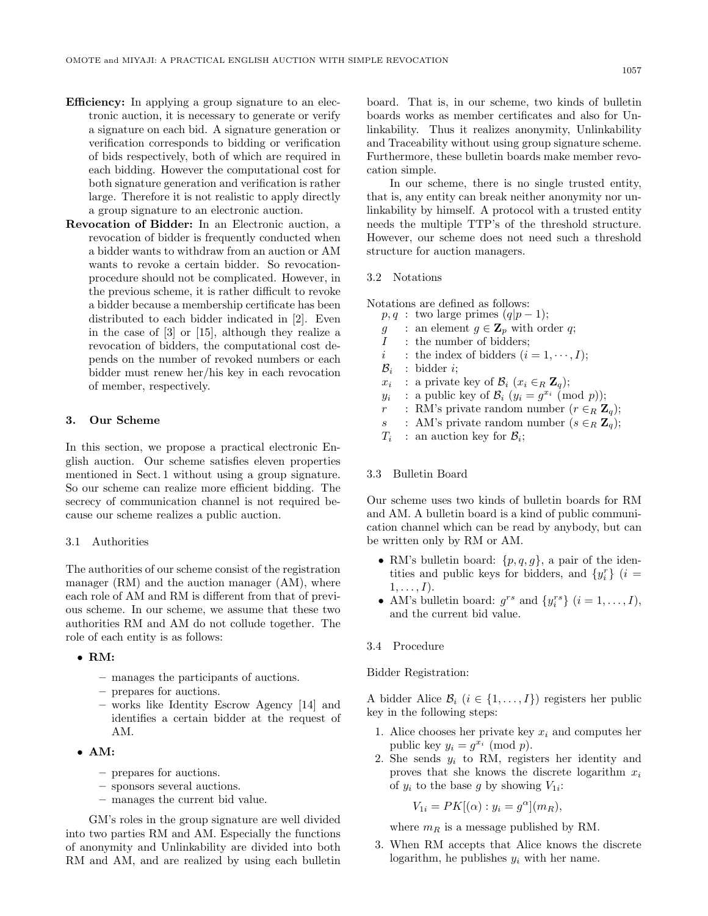**Efficiency:** In applying a group signature to an electronic auction, it is necessary to generate or verify a signature on each bid. A signature generation or verification corresponds to bidding or verification of bids respectively, both of which are required in each bidding. However the computational cost for both signature generation and verification is rather large. Therefore it is not realistic to apply directly a group signature to an electronic auction.

**Revocation of Bidder:** In an Electronic auction, a revocation of bidder is frequently conducted when a bidder wants to withdraw from an auction or AM wants to revoke a certain bidder. So revocation-procedure should not be complicated. However, in the previous scheme, it is rather difficult to revoke a bidder because a membership certificate has been distributed to each bidder indicated in [2]. Even in the case of [3] or [15], although they realize a revocation of bidders, the computational cost depends on the number of revoked numbers or each bidder must renew her/his key in each revocation of member, respectively.

## 3. Our Scheme

In this section, we propose a practical electronic English auction. Our scheme satisfies eleven properties mentioned in Sect. 1 without using a group signature. So our scheme can realize more efficient bidding. The secrecy of communication channel is not required because our scheme realizes a public auction.

### 3.1 Authorities

The authorities of our scheme consist of the registration manager (RM) and the auction manager (AM), where each role of AM and RM is different from that of previous scheme. In our scheme, we assume that these two authorities RM and AM do not collude together. The role of each entity is as follows:

- **RM:**
  - manages the participants of auctions.
  - prepares for auctions.
  - works like Identity Escrow Agency [14] and identifies a certain bidder at the request of AM.
- **AM:**
  - prepares for auctions.
  - sponsors several auctions.
  - manages the current bid value.

GM's roles in the group signature are well divided into two parties RM and AM. Especially the functions of anonymity and Unlinkability are divided into both RM and AM, and are realized by using each bulletin board. That is, in our scheme, two kinds of bulletin boards works as member certificates and also for Unlinkability. Thus it realizes anonymity, Unlinkability and Traceability without using group signature scheme. Furthermore, these bulletin boards make member revocation simple.

In our scheme, there is no single trusted entity, that is, any entity can break neither anonymity nor unlinkability by himself. A protocol with a trusted entity needs the multiple TTP's of the threshold structure. However, our scheme does not need such a threshold structure for auction managers.

### 3.2 Notations

Notations are defined as follows:

- $p, q$ : two large primes ($q|p-1$);
- $g$ : an element $g \in \mathbf{Z}_p$ with order $q$;
- $I$ : the number of bidders;
- $i$ : the index of bidders ($i = 1, \cdots, I$);
- $\mathcal{B}_i$ : bidder $i$;
- $x_i$ : a private key of $\mathcal{B}_i$ ($x_i \in_R \mathbf{Z}_q$);
- $y_i$ : a public key of $\mathcal{B}_i$ ($y_i = g^{x_i} \pmod p$);
- $r$ : RM's private random number ($r \in_R \mathbf{Z}_q$);
- $s$ : AM's private random number ($s \in_R \mathbf{Z}_q$);
- $T_i$ : an auction key for $\mathcal{B}_i$;

### 3.3 Bulletin Board

Our scheme uses two kinds of bulletin boards for RM and AM. A bulletin board is a kind of public communication channel which can be read by anybody, but can be written only by RM or AM.

- RM's bulletin board: $\{p, q, g\}$, a pair of the identities and public keys for bidders, and $\{y_i^r\}$ ($i = 1, \ldots, I$).
- AM's bulletin board: $g^{rs}$ and $\{y_i^{rs}\}$ ($i = 1, \ldots, I$), and the current bid value.

### 3.4 Procedure

Bidder Registration:

A bidder Alice $\mathcal{B}_i$ ($i \in \{1, \ldots, I\}$) registers her public key in the following steps:

1. Alice chooses her private key $x_i$ and computes her public key $y_i = g^{x_i} \pmod p$.
2. She sends $y_i$ to RM, registers her identity and proves that she knows the discrete logarithm $x_i$ of $y_i$ to the base $g$ by showing $V_{1i}$:
   $$V_{1i} = PK[(\alpha) : y_i = g^{\alpha}](m_R),$$
   where $m_R$ is a message published by RM.
3. When RM accepts that Alice knows the discrete logarithm, he publishes $y_i$ with her name.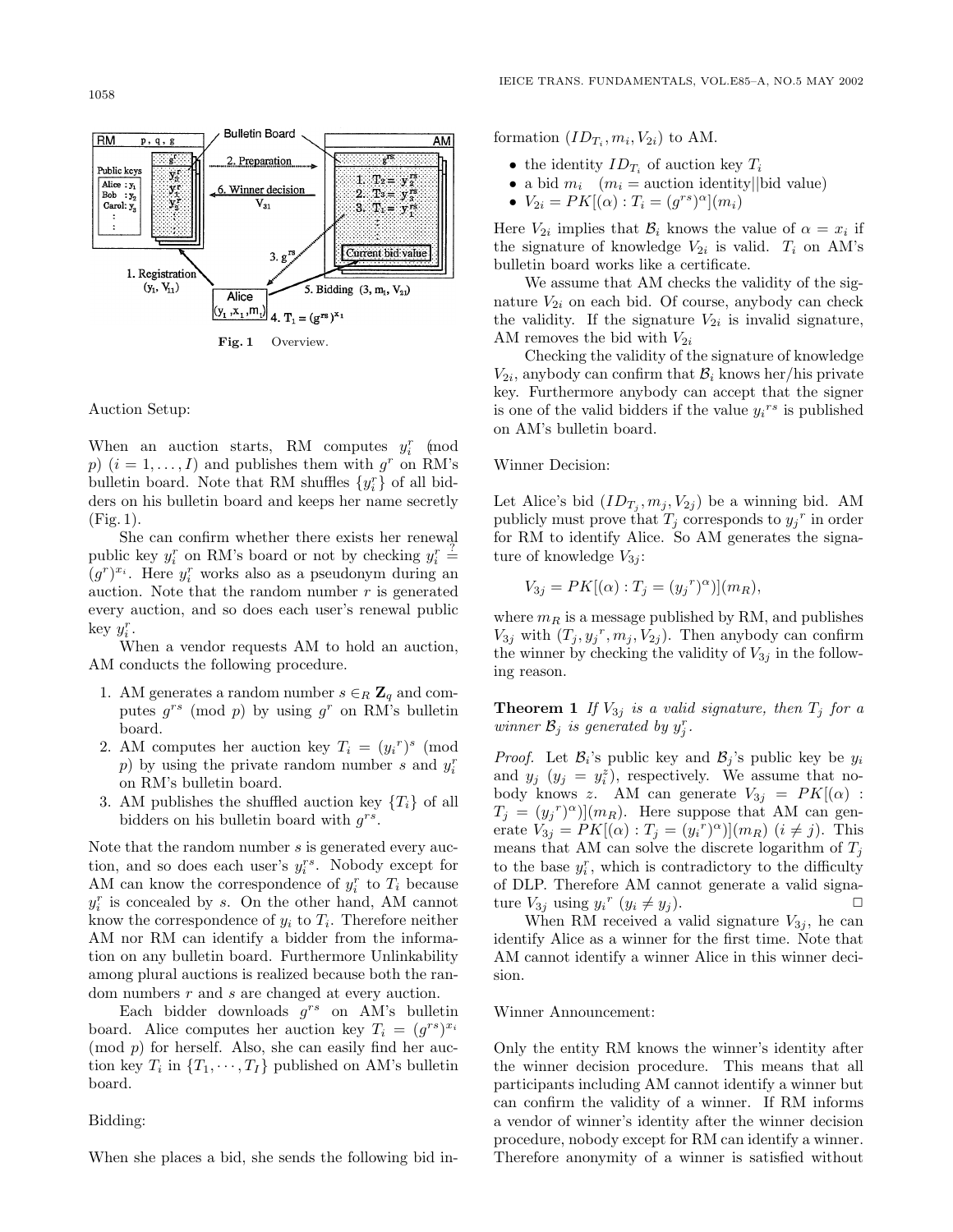Fig. 1 Overview.

Auction Setup:

When an auction starts, RM computes $y_i^r$ (mod $p$) $(i = 1, \ldots, I)$ and publishes them with $g^r$ on RM's bulletin board. Note that RM shuffles $\{y_i^r\}$ of all bidders on his bulletin board and keeps her name secretly (Fig. 1).

She can confirm whether there exists her renewal public key $y_i^r$ on RM's board or not by checking $y_i^r \stackrel{?}{=} (g^r)^{x_i}$. Here $y_i^r$ works also as a pseudonym during an auction. Note that the random number $r$ is generated every auction, and so does each user's renewal public key $y_i^r$.

When a vendor requests AM to hold an auction, AM conducts the following procedure.

1. AM generates a random number $s \in_R \mathbf{Z}_q$ and computes $g^{rs}$ (mod $p$) by using $g^r$ on RM's bulletin board.
2. AM computes her auction key $T_i = (y_i{}^r)^s$ (mod $p$) by using the private random number $s$ and $y_i^r$ on RM's bulletin board.
3. AM publishes the shuffled auction key $\{T_i\}$ of all bidders on his bulletin board with $g^{rs}$.

Note that the random number $s$ is generated every auction, and so does each user's $y_i^{rs}$. Nobody except for AM can know the correspondence of $y_i^r$ to $T_i$ because $y_i^r$ is concealed by $s$. On the other hand, AM cannot know the correspondence of $y_i$ to $T_i$. Therefore neither AM nor RM can identify a bidder from the information on any bulletin board. Furthermore Unlinkability among plural auctions is realized because both the random numbers $r$ and $s$ are changed at every auction.

Each bidder downloads $g^{rs}$ on AM's bulletin board. Alice computes her auction key $T_i = (g^{rs})^{x_i}$ (mod $p$) for herself. Also, she can easily find her auction key $T_i$ in $\{T_1, \cdots, T_I\}$ published on AM's bulletin board.

Bidding:

When she places a bid, she sends the following bid information $(ID_{T_i}, m_i, V_{2i})$ to AM.

- the identity $ID_{T_i}$ of auction key $T_i$
- a bid $m_i$ $\quad$ ($m_i$ = auction identity||bid value)
- $V_{2i} = PK[(\alpha) : T_i = (g^{rs})^{\alpha}](m_i)$

Here $V_{2i}$ implies that $\mathcal{B}_i$ knows the value of $\alpha = x_i$ if the signature of knowledge $V_{2i}$ is valid. $T_i$ on AM's bulletin board works like a certificate.

We assume that AM checks the validity of the signature $V_{2i}$ on each bid. Of course, anybody can check the validity. If the signature $V_{2i}$ is invalid signature, AM removes the bid with $V_{2i}$

Checking the validity of the signature of knowledge $V_{2i}$, anybody can confirm that $\mathcal{B}_i$ knows her/his private key. Furthermore anybody can accept that the signer is one of the valid bidders if the value $y_i{}^{rs}$ is published on AM's bulletin board.

Winner Decision:

Let Alice's bid $(ID_{T_j}, m_j, V_{2j})$ be a winning bid. AM publicly must prove that $T_j$ corresponds to $y_j{}^r$ in order for RM to identify Alice. So AM generates the signature of knowledge $V_{3j}$:

$$V_{3j} = PK[(\alpha) : T_j = (y_j{}^r)^{\alpha})](m_R),$$

where $m_R$ is a message published by RM, and publishes $V_{3j}$ with $(T_j, y_j{}^r, m_j, V_{2j})$. Then anybody can confirm the winner by checking the validity of $V_{3j}$ in the following reason.

**Theorem 1** *If $V_{3j}$ is a valid signature, then $T_j$ for a winner $\mathcal{B}_j$ is generated by $y_j^r$.*

*Proof.* Let $\mathcal{B}_i$'s public key and $\mathcal{B}_j$'s public key be $y_i$ and $y_j$ $(y_j = y_i^z)$, respectively. We assume that nobody knows $z$. AM can generate $V_{3j} = PK[(\alpha) : T_j = (y_j{}^r)^{\alpha})](m_R)$. Here suppose that AM can generate $V_{3j} = PK[(\alpha) : T_j = (y_i{}^r)^{\alpha})](m_R)$ $(i \neq j)$. This means that AM can solve the discrete logarithm of $T_j$ to the base $y_i^r$, which is contradictory to the difficulty of DLP. Therefore AM cannot generate a valid signature $V_{3j}$ using $y_i{}^r$ $(y_i \neq y_j)$. □

When RM received a valid signature $V_{3j}$, he can identify Alice as a winner for the first time. Note that AM cannot identify a winner Alice in this winner decision.

Winner Announcement:

Only the entity RM knows the winner's identity after the winner decision procedure. This means that all participants including AM cannot identify a winner but can confirm the validity of a winner. If RM informs a vendor of winner's identity after the winner decision procedure, nobody except for RM can identify a winner. Therefore anonymity of a winner is satisfied without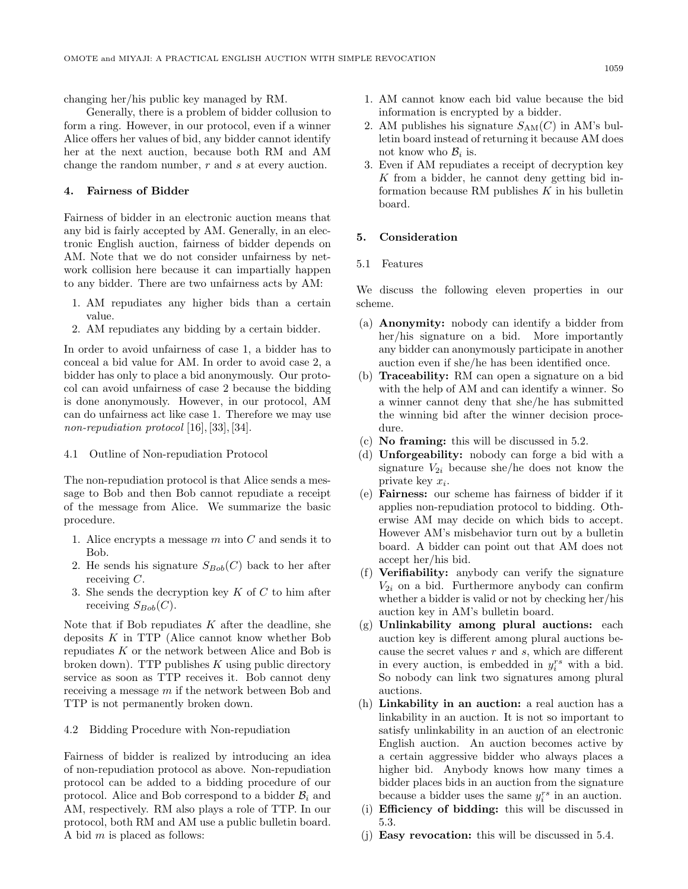changing her/his public key managed by RM.

Generally, there is a problem of bidder collusion to form a ring. However, in our protocol, even if a winner Alice offers her values of bid, any bidder cannot identify her at the next auction, because both RM and AM change the random number, $r$ and $s$ at every auction.

## 4. Fairness of Bidder

Fairness of bidder in an electronic auction means that any bid is fairly accepted by AM. Generally, in an electronic English auction, fairness of bidder depends on AM. Note that we do not consider unfairness by network collision here because it can impartially happen to any bidder. There are two unfairness acts by AM:

1. AM repudiates any higher bids than a certain value.
2. AM repudiates any bidding by a certain bidder.

In order to avoid unfairness of case 1, a bidder has to conceal a bid value for AM. In order to avoid case 2, a bidder has only to place a bid anonymously. Our protocol can avoid unfairness of case 2 because the bidding is done anonymously. However, in our protocol, AM can do unfairness act like case 1. Therefore we may use *non-repudiation protocol* [16], [33], [34].

### 4.1 Outline of Non-repudiation Protocol

The non-repudiation protocol is that Alice sends a message to Bob and then Bob cannot repudiate a receipt of the message from Alice. We summarize the basic procedure.

1. Alice encrypts a message $m$ into $C$ and sends it to Bob.
2. He sends his signature $S_{Bob}(C)$ back to her after receiving $C$.
3. She sends the decryption key $K$ of $C$ to him after receiving $S_{Bob}(C)$.

Note that if Bob repudiates $K$ after the deadline, she deposits $K$ in TTP (Alice cannot know whether Bob repudiates $K$ or the network between Alice and Bob is broken down). TTP publishes $K$ using public directory service as soon as TTP receives it. Bob cannot deny receiving a message $m$ if the network between Bob and TTP is not permanently broken down.

### 4.2 Bidding Procedure with Non-repudiation

Fairness of bidder is realized by introducing an idea of non-repudiation protocol as above. Non-repudiation protocol can be added to a bidding procedure of our protocol. Alice and Bob correspond to a bidder $\mathcal{B}_i$ and AM, respectively. RM also plays a role of TTP. In our protocol, both RM and AM use a public bulletin board. A bid $m$ is placed as follows:

1. AM cannot know each bid value because the bid information is encrypted by a bidder.
2. AM publishes his signature $S_{\mathrm{AM}}(C)$ in AM's bulletin board instead of returning it because AM does not know who $\mathcal{B}_i$ is.
3. Even if AM repudiates a receipt of decryption key $K$ from a bidder, he cannot deny getting bid information because RM publishes $K$ in his bulletin board.

## 5. Consideration

### 5.1 Features

We discuss the following eleven properties in our scheme.

(a) **Anonymity:** nobody can identify a bidder from her/his signature on a bid. More importantly any bidder can anonymously participate in another auction even if she/he has been identified once.

(b) **Traceability:** RM can open a signature on a bid with the help of AM and can identify a winner. So a winner cannot deny that she/he has submitted the winning bid after the winner decision procedure.

(c) **No framing:** this will be discussed in 5.2.

(d) **Unforgeability:** nobody can forge a bid with a signature $V_{2i}$ because she/he does not know the private key $x_i$.

(e) **Fairness:** our scheme has fairness of bidder if it applies non-repudiation protocol to bidding. Otherwise AM may decide on which bids to accept. However AM's misbehavior turn out by a bulletin board. A bidder can point out that AM does not accept her/his bid.

(f) **Verifiability:** anybody can verify the signature $V_{2i}$ on a bid. Furthermore anybody can confirm whether a bidder is valid or not by checking her/his auction key in AM's bulletin board.

(g) **Unlinkability among plural auctions:** each auction key is different among plural auctions because the secret values $r$ and $s$, which are different in every auction, is embedded in $y_i^{rs}$ with a bid. So nobody can link two signatures among plural auctions.

(h) **Linkability in an auction:** a real auction has a linkability in an auction. It is not so important to satisfy unlinkability in an auction of an electronic English auction. An auction becomes active by a certain aggressive bidder who always places a higher bid. Anybody knows how many times a bidder places bids in an auction from the signature because a bidder uses the same $y_i^{rs}$ in an auction.

(i) **Efficiency of bidding:** this will be discussed in 5.3.

(j) **Easy revocation:** this will be discussed in 5.4.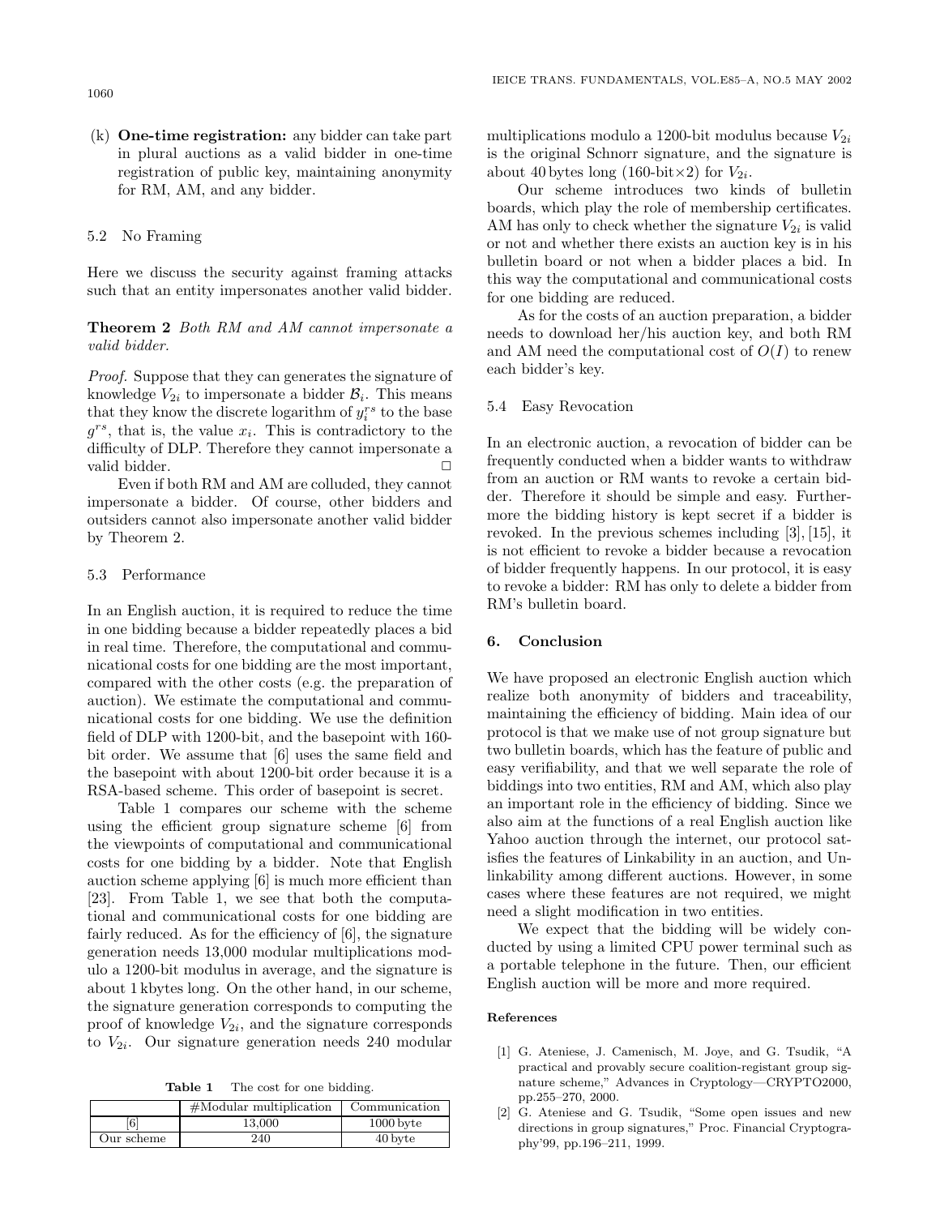(k) **One-time registration:** any bidder can take part in plural auctions as a valid bidder in one-time registration of public key, maintaining anonymity for RM, AM, and any bidder.

### 5.2 No Framing

Here we discuss the security against framing attacks such that an entity impersonates another valid bidder.

**Theorem 2** *Both RM and AM cannot impersonate a valid bidder.*

*Proof.* Suppose that they can generates the signature of knowledge $V_{2i}$ to impersonate a bidder $\mathcal{B}_i$. This means that they know the discrete logarithm of $y_i^{rs}$ to the base $g^{rs}$, that is, the value $x_i$. This is contradictory to the difficulty of DLP. Therefore they cannot impersonate a valid bidder. □

Even if both RM and AM are colluded, they cannot impersonate a bidder. Of course, other bidders and outsiders cannot also impersonate another valid bidder by Theorem 2.

### 5.3 Performance

In an English auction, it is required to reduce the time in one bidding because a bidder repeatedly places a bid in real time. Therefore, the computational and communicational costs for one bidding are the most important, compared with the other costs (e.g. the preparation of auction). We estimate the computational and communicational costs for one bidding. We use the definition field of DLP with 1200-bit, and the basepoint with 160-bit order. We assume that [6] uses the same field and the basepoint with about 1200-bit order because it is a RSA-based scheme. This order of basepoint is secret.

Table 1 compares our scheme with the scheme using the efficient group signature scheme [6] from the viewpoints of computational and communicational costs for one bidding by a bidder. Note that English auction scheme applying [6] is much more efficient than [23]. From Table 1, we see that both the computational and communicational costs for one bidding are fairly reduced. As for the efficiency of [6], the signature generation needs 13,000 modular multiplications modulo a 1200-bit modulus in average, and the signature is about 1 kbytes long. On the other hand, in our scheme, the signature generation corresponds to computing the proof of knowledge $V_{2i}$, and the signature corresponds to $V_{2i}$. Our signature generation needs 240 modular multiplications modulo a 1200-bit modulus because $V_{2i}$ is the original Schnorr signature, and the signature is about 40 bytes long (160-bit×2) for $V_{2i}$.

**Table 1** The cost for one bidding.

| | #Modular multiplication | Communication |
|---|---|---|
| [6] | 13,000 | 1000 byte |
| Our scheme | 240 | 40 byte |

Our scheme introduces two kinds of bulletin boards, which play the role of membership certificates. AM has only to check whether the signature $V_{2i}$ is valid or not and whether there exists an auction key is in his bulletin board or not when a bidder places a bid. In this way the computational and communicational costs for one bidding are reduced.

As for the costs of an auction preparation, a bidder needs to download her/his auction key, and both RM and AM need the computational cost of $O(I)$ to renew each bidder's key.

### 5.4 Easy Revocation

In an electronic auction, a revocation of bidder can be frequently conducted when a bidder wants to withdraw from an auction or RM wants to revoke a certain bidder. Therefore it should be simple and easy. Furthermore the bidding history is kept secret if a bidder is revoked. In the previous schemes including [3], [15], it is not efficient to revoke a bidder because a revocation of bidder frequently happens. In our protocol, it is easy to revoke a bidder: RM has only to delete a bidder from RM's bulletin board.

## 6. Conclusion

We have proposed an electronic English auction which realize both anonymity of bidders and traceability, maintaining the efficiency of bidding. Main idea of our protocol is that we make use of not group signature but two bulletin boards, which has the feature of public and easy verifiability, and that we well separate the role of biddings into two entities, RM and AM, which also play an important role in the efficiency of bidding. Since we also aim at the functions of a real English auction like Yahoo auction through the internet, our protocol satisfies the features of Linkability in an auction, and Unlinkability among different auctions. However, in some cases where these features are not required, we might need a slight modification in two entities.

We expect that the bidding will be widely conducted by using a limited CPU power terminal such as a portable telephone in the future. Then, our efficient English auction will be more and more required.

#### References

[1] G. Ateniese, J. Camenisch, M. Joye, and G. Tsudik, "A practical and provably secure coalition-registant group signature scheme," Advances in Cryptology—CRYPTO2000, pp.255–270, 2000.

[2] G. Ateniese and G. Tsudik, "Some open issues and new directions in group signatures," Proc. Financial Cryptography'99, pp.196–211, 1999.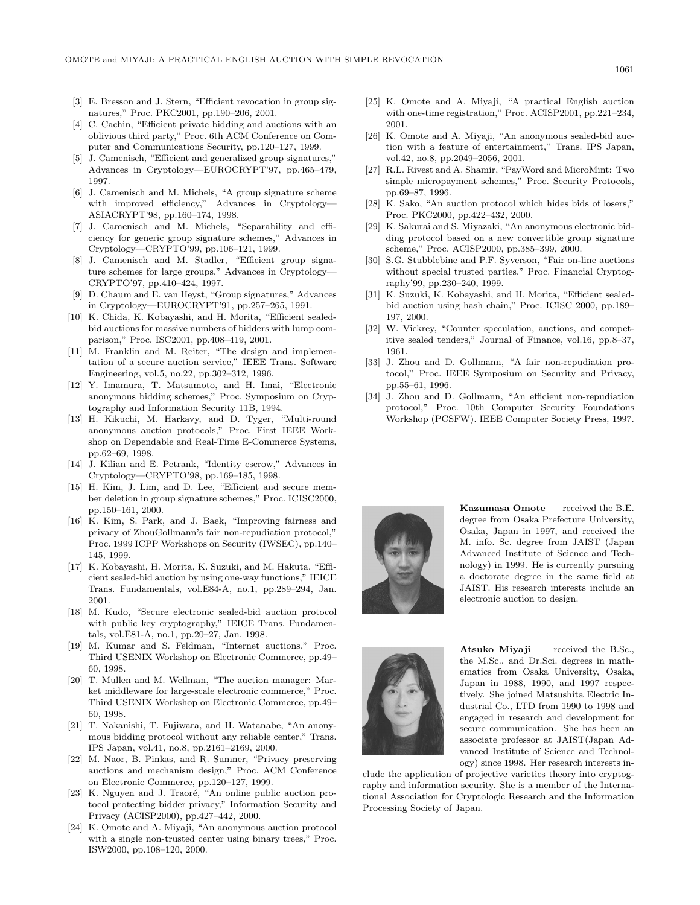[3] E. Bresson and J. Stern, "Efficient revocation in group signatures," Proc. PKC2001, pp.190–206, 2001.

[4] C. Cachin, "Efficient private bidding and auctions with an oblivious third party," Proc. 6th ACM Conference on Computer and Communications Security, pp.120–127, 1999.

[5] J. Camenisch, "Efficient and generalized group signatures," Advances in Cryptology—EUROCRYPT'97, pp.465–479, 1997.

[6] J. Camenisch and M. Michels, "A group signature scheme with improved efficiency," Advances in Cryptology—ASIACRYPT'98, pp.160–174, 1998.

[7] J. Camenisch and M. Michels, "Separability and efficiency for generic group signature schemes," Advances in Cryptology—CRYPTO'99, pp.106–121, 1999.

[8] J. Camenisch and M. Stadler, "Efficient group signature schemes for large groups," Advances in Cryptology—CRYPTO'97, pp.410–424, 1997.

[9] D. Chaum and E. van Heyst, "Group signatures," Advances in Cryptology—EUROCRYPT'91, pp.257–265, 1991.

[10] K. Chida, K. Kobayashi, and H. Morita, "Efficient sealed-bid auctions for massive numbers of bidders with lump comparison," Proc. ISC2001, pp.408–419, 2001.

[11] M. Franklin and M. Reiter, "The design and implementation of a secure auction service," IEEE Trans. Software Engineering, vol.5, no.22, pp.302–312, 1996.

[12] Y. Imamura, T. Matsumoto, and H. Imai, "Electronic anonymous bidding schemes," Proc. Symposium on Cryptography and Information Security 11B, 1994.

[13] H. Kikuchi, M. Harkavy, and D. Tyger, "Multi-round anonymous auction protocols," Proc. First IEEE Workshop on Dependable and Real-Time E-Commerce Systems, pp.62–69, 1998.

[14] J. Kilian and E. Petrank, "Identity escrow," Advances in Cryptology—CRYPTO'98, pp.169–185, 1998.

[15] H. Kim, J. Lim, and D. Lee, "Efficient and secure member deletion in group signature schemes," Proc. ICISC2000, pp.150–161, 2000.

[16] K. Kim, S. Park, and J. Baek, "Improving fairness and privacy of ZhouGollmann's fair non-repudiation protocol," Proc. 1999 ICPP Workshops on Security (IWSEC), pp.140–145, 1999.

[17] K. Kobayashi, H. Morita, K. Suzuki, and M. Hakuta, "Efficient sealed-bid auction by using one-way functions," IEICE Trans. Fundamentals, vol.E84-A, no.1, pp.289–294, Jan. 2001.

[18] M. Kudo, "Secure electronic sealed-bid auction protocol with public key cryptography," IEICE Trans. Fundamentals, vol.E81-A, no.1, pp.20–27, Jan. 1998.

[19] M. Kumar and S. Feldman, "Internet auctions," Proc. Third USENIX Workshop on Electronic Commerce, pp.49–60, 1998.

[20] T. Mullen and M. Wellman, "The auction manager: Market middleware for large-scale electronic commerce," Proc. Third USENIX Workshop on Electronic Commerce, pp.49–60, 1998.

[21] T. Nakanishi, T. Fujiwara, and H. Watanabe, "An anonymous bidding protocol without any reliable center," Trans. IPS Japan, vol.41, no.8, pp.2161–2169, 2000.

[22] M. Naor, B. Pinkas, and R. Sumner, "Privacy preserving auctions and mechanism design," Proc. ACM Conference on Electronic Commerce, pp.120–127, 1999.

[23] K. Nguyen and J. Traoré, "An online public auction protocol protecting bidder privacy," Information Security and Privacy (ACISP2000), pp.427–442, 2000.

[24] K. Omote and A. Miyaji, "An anonymous auction protocol with a single non-trusted center using binary trees," Proc. ISW2000, pp.108–120, 2000.

[25] K. Omote and A. Miyaji, "A practical English auction with one-time registration," Proc. ACISP2001, pp.221–234, 2001.

[26] K. Omote and A. Miyaji, "An anonymous sealed-bid auction with a feature of entertainment," Trans. IPS Japan, vol.42, no.8, pp.2049–2056, 2001.

[27] R.L. Rivest and A. Shamir, "PayWord and MicroMint: Two simple micropayment schemes," Proc. Security Protocols, pp.69–87, 1996.

[28] K. Sako, "An auction protocol which hides bids of losers," Proc. PKC2000, pp.422–432, 2000.

[29] K. Sakurai and S. Miyazaki, "An anonymous electronic bidding protocol based on a new convertible group signature scheme," Proc. ACISP2000, pp.385–399, 2000.

[30] S.G. Stubblebine and P.F. Syverson, "Fair on-line auctions without special trusted parties," Proc. Financial Cryptography'99, pp.230–240, 1999.

[31] K. Suzuki, K. Kobayashi, and H. Morita, "Efficient sealed-bid auction using hash chain," Proc. ICISC 2000, pp.189–197, 2000.

[32] W. Vickrey, "Counter speculation, auctions, and competitive sealed tenders," Journal of Finance, vol.16, pp.8–37, 1961.

[33] J. Zhou and D. Gollmann, "A fair non-repudiation protocol," Proc. IEEE Symposium on Security and Privacy, pp.55–61, 1996.

[34] J. Zhou and D. Gollmann, "An efficient non-repudiation protocol," Proc. 10th Computer Security Foundations Workshop (PCSFW). IEEE Computer Society Press, 1997.

**Kazumasa Omote** received the B.E. degree from Osaka Prefecture University, Osaka, Japan in 1997, and received the M. info. Sc. degree from JAIST (Japan Advanced Institute of Science and Technology) in 1999. He is currently pursuing a doctorate degree in the same field at JAIST. His research interests include an electronic auction to design.

**Atsuko Miyaji** received the B.Sc., the M.Sc., and Dr.Sci. degrees in mathematics from Osaka University, Osaka, Japan in 1988, 1990, and 1997 respectively. She joined Matsushita Electric Industrial Co., LTD from 1990 to 1998 and engaged in research and development for secure communication. She has been an associate professor at JAIST(Japan Advanced Institute of Science and Technology) since 1998. Her research interests include the application of projective varieties theory into cryptography and information security. She is a member of the International Association for Cryptologic Research and the Information Processing Society of Japan.